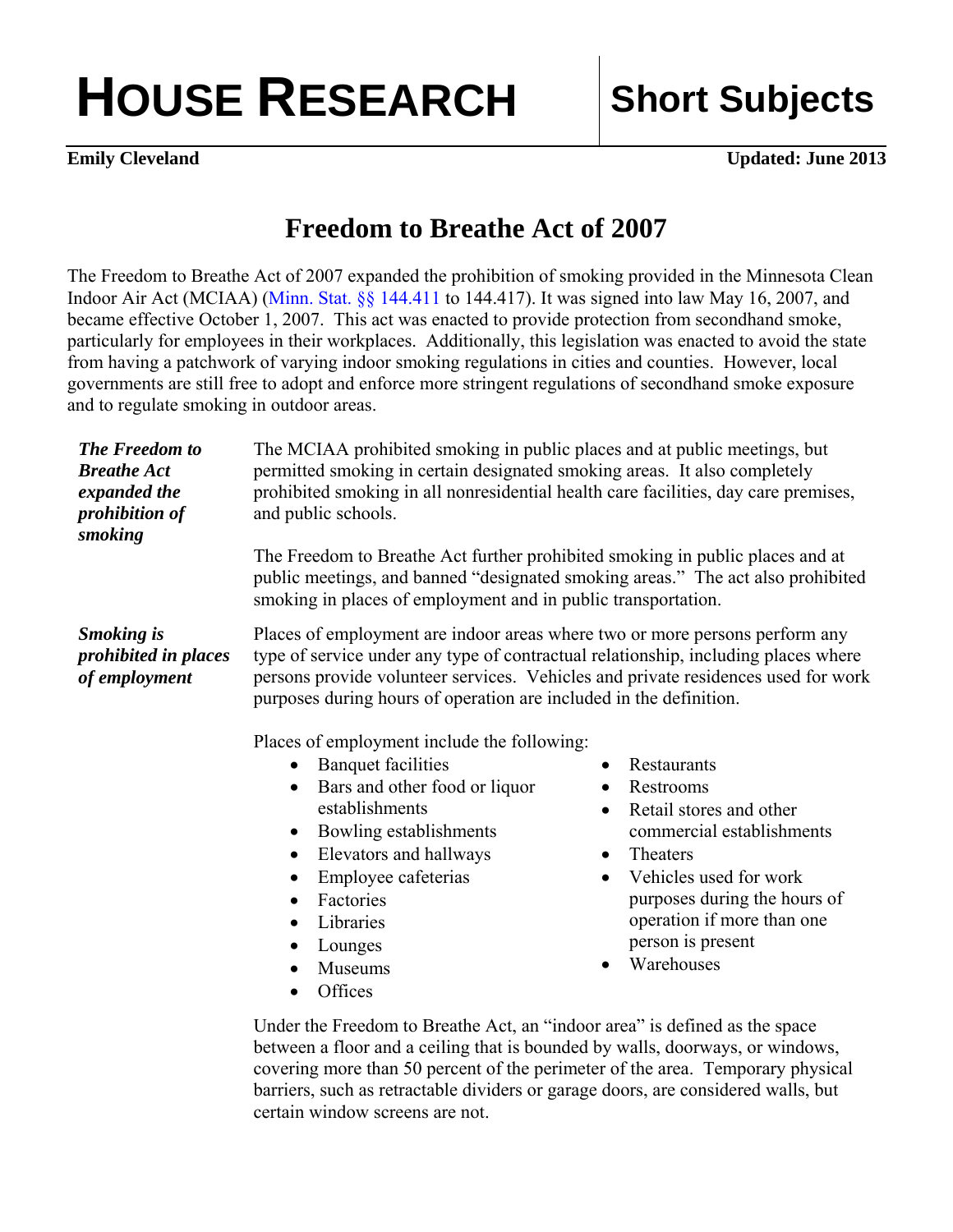# HOUSE RESEARCH — Short Subjects

**Emily Cleveland** **Updated: June 2013**

## Freedom to Breathe Act of 2007

The Freedom to Breathe Act of 2007 expanded the prohibition of smoking provided in the Minnesota Clean Indoor Air Act (MCIAA) (Minn. Stat. §§ 144.411 to 144.417). It was signed into law May 16, 2007, and became effective October 1, 2007. This act was enacted to provide protection from secondhand smoke, particularly for employees in their workplaces. Additionally, this legislation was enacted to avoid the state from having a patchwork of varying indoor smoking regulations in cities and counties. However, local governments are still free to adopt and enforce more stringent regulations of secondhand smoke exposure and to regulate smoking in outdoor areas.

***The Freedom to Breathe Act expanded the prohibition of smoking***

The MCIAA prohibited smoking in public places and at public meetings, but permitted smoking in certain designated smoking areas. It also completely prohibited smoking in all nonresidential health care facilities, day care premises, and public schools.

The Freedom to Breathe Act further prohibited smoking in public places and at public meetings, and banned "designated smoking areas." The act also prohibited smoking in places of employment and in public transportation.

***Smoking is prohibited in places of employment***

Places of employment are indoor areas where two or more persons perform any type of service under any type of contractual relationship, including places where persons provide volunteer services. Vehicles and private residences used for work purposes during hours of operation are included in the definition.

Places of employment include the following:

- Banquet facilities
- Bars and other food or liquor establishments
- Bowling establishments
- Elevators and hallways
- Employee cafeterias
- Factories
- Libraries
- Lounges
- Museums
- Offices
- Restaurants
- Restrooms
- Retail stores and other commercial establishments
- Theaters
- Vehicles used for work purposes during the hours of operation if more than one person is present
- Warehouses

Under the Freedom to Breathe Act, an "indoor area" is defined as the space between a floor and a ceiling that is bounded by walls, doorways, or windows, covering more than 50 percent of the perimeter of the area. Temporary physical barriers, such as retractable dividers or garage doors, are considered walls, but certain window screens are not.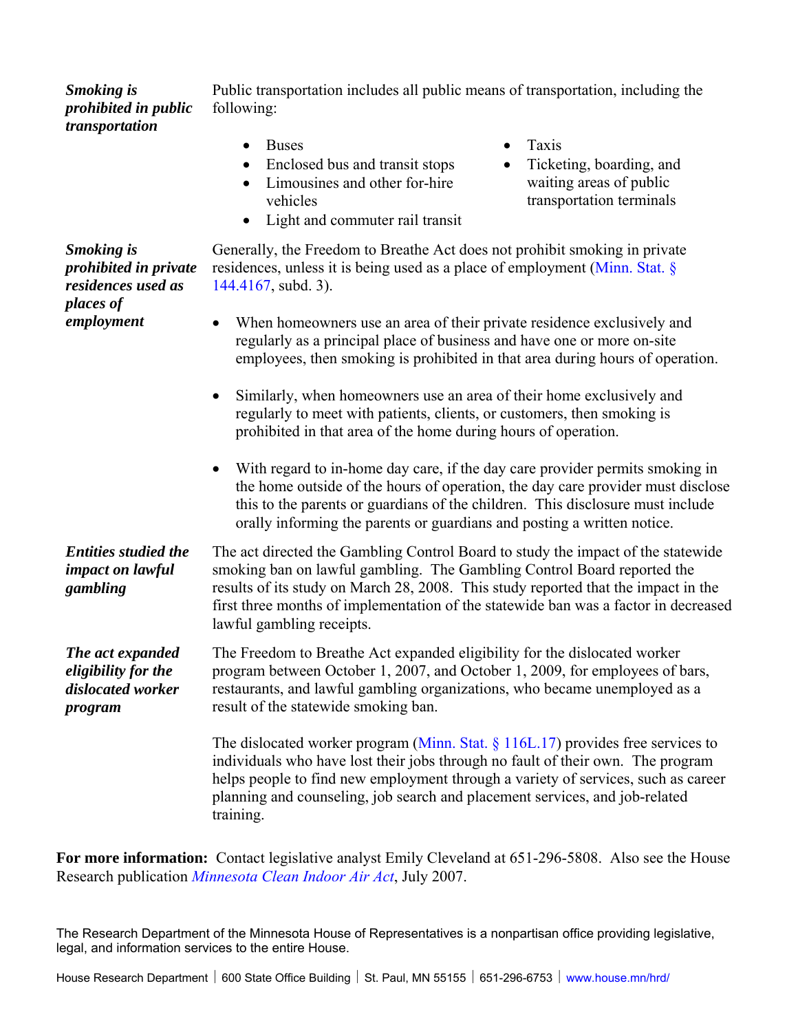***Smoking is prohibited in public transportation***

Public transportation includes all public means of transportation, including the following:

- Buses
- Enclosed bus and transit stops
- Limousines and other for-hire vehicles
- Light and commuter rail transit
- Taxis
- Ticketing, boarding, and waiting areas of public transportation terminals

***Smoking is prohibited in private residences used as places of employment***

Generally, the Freedom to Breathe Act does not prohibit smoking in private residences, unless it is being used as a place of employment (Minn. Stat. § 144.4167, subd. 3).

- When homeowners use an area of their private residence exclusively and regularly as a principal place of business and have one or more on-site employees, then smoking is prohibited in that area during hours of operation.
- Similarly, when homeowners use an area of their home exclusively and regularly to meet with patients, clients, or customers, then smoking is prohibited in that area of the home during hours of operation.
- With regard to in-home day care, if the day care provider permits smoking in the home outside of the hours of operation, the day care provider must disclose this to the parents or guardians of the children. This disclosure must include orally informing the parents or guardians and posting a written notice.

***Entities studied the impact on lawful gambling***

The act directed the Gambling Control Board to study the impact of the statewide smoking ban on lawful gambling. The Gambling Control Board reported the results of its study on March 28, 2008. This study reported that the impact in the first three months of implementation of the statewide ban was a factor in decreased lawful gambling receipts.

***The act expanded eligibility for the dislocated worker program***

The Freedom to Breathe Act expanded eligibility for the dislocated worker program between October 1, 2007, and October 1, 2009, for employees of bars, restaurants, and lawful gambling organizations, who became unemployed as a result of the statewide smoking ban.

The dislocated worker program (Minn. Stat. § 116L.17) provides free services to individuals who have lost their jobs through no fault of their own. The program helps people to find new employment through a variety of services, such as career planning and counseling, job search and placement services, and job-related training.

**For more information:** Contact legislative analyst Emily Cleveland at 651-296-5808. Also see the House Research publication *Minnesota Clean Indoor Air Act*, July 2007.

The Research Department of the Minnesota House of Representatives is a nonpartisan office providing legislative, legal, and information services to the entire House.

House Research Department | 600 State Office Building | St. Paul, MN 55155 | 651-296-6753 | www.house.mn/hrd/